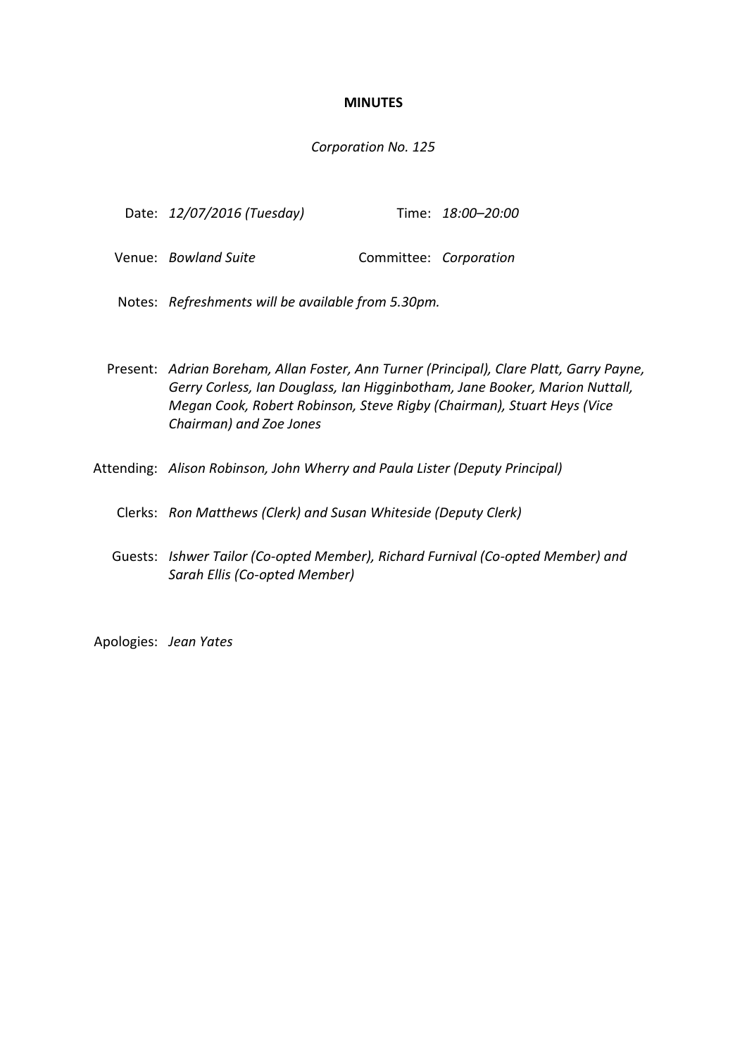**MINUTES**

*Corporation No. 125*

Date: *12/07/2016 (Tuesday)*

Time: *18:00–20:00*

Venue: *Bowland Suite*

Committee: *Corporation*

Notes: *Refreshments will be available from 5.30pm.*

Present: *Adrian Boreham, Allan Foster, Ann Turner (Principal), Clare Platt, Garry Payne, Gerry Corless, Ian Douglass, Ian Higginbotham, Jane Booker, Marion Nuttall, Megan Cook, Robert Robinson, Steve Rigby (Chairman), Stuart Heys (Vice Chairman) and Zoe Jones*

Attending: *Alison Robinson, John Wherry and Paula Lister (Deputy Principal)*

Clerks: *Ron Matthews (Clerk) and Susan Whiteside (Deputy Clerk)*

Guests: *Ishwer Tailor (Co-opted Member), Richard Furnival (Co-opted Member) and Sarah Ellis (Co-opted Member)*

Apologies: *Jean Yates*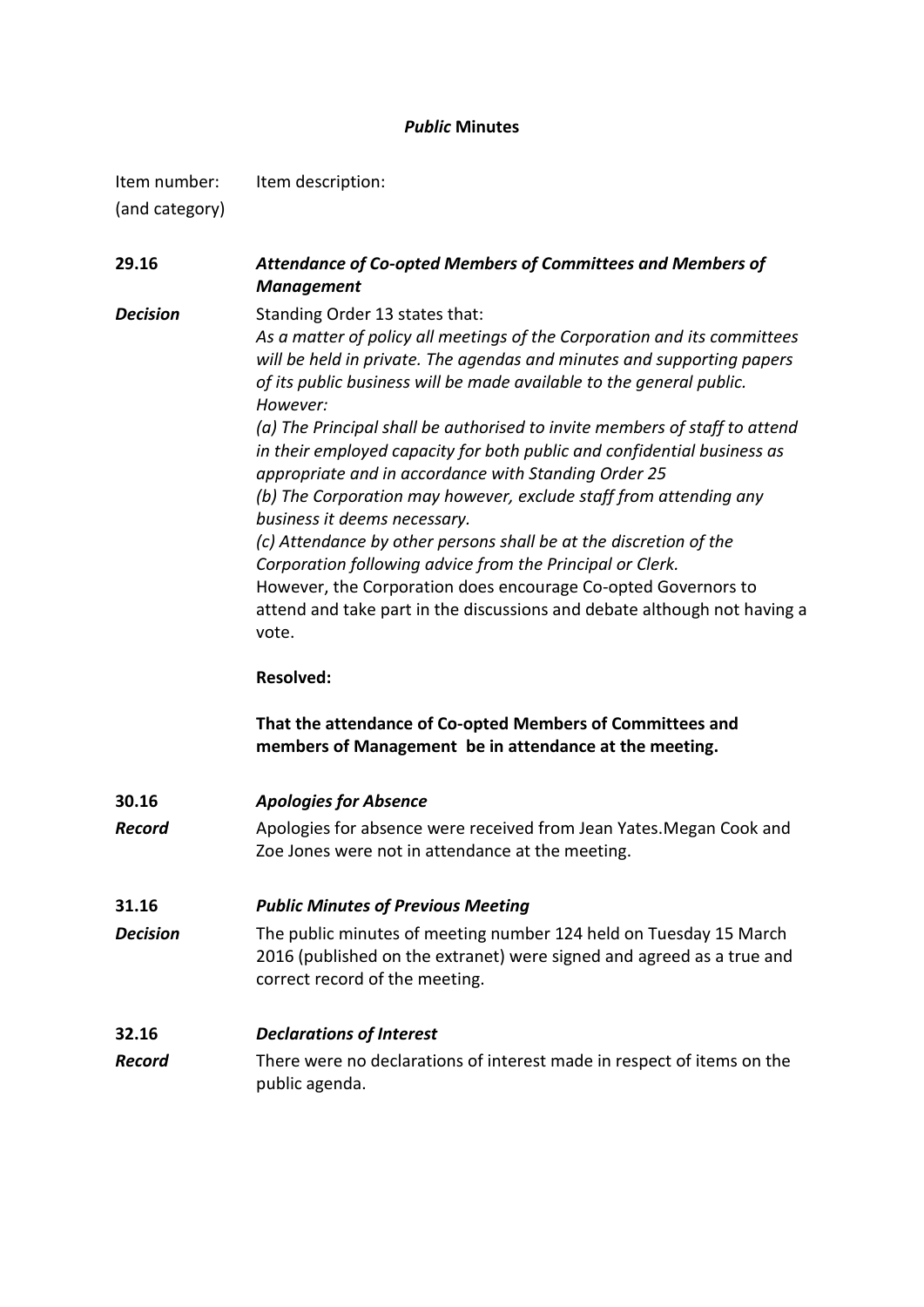## *Public* Minutes

| Item number: (and category) | Item description: |
|---|---|
| **29.16** | ***Attendance of Co-opted Members of Committees and Members of Management*** |
| ***Decision*** | Standing Order 13 states that:<br>*As a matter of policy all meetings of the Corporation and its committees will be held in private. The agendas and minutes and supporting papers of its public business will be made available to the general public. However:*<br>*(a) The Principal shall be authorised to invite members of staff to attend in their employed capacity for both public and confidential business as appropriate and in accordance with Standing Order 25*<br>*(b) The Corporation may however, exclude staff from attending any business it deems necessary.*<br>*(c) Attendance by other persons shall be at the discretion of the Corporation following advice from the Principal or Clerk.*<br>However, the Corporation does encourage Co-opted Governors to attend and take part in the discussions and debate although not having a vote.<br><br>**Resolved:**<br><br>**That the attendance of Co-opted Members of Committees and members of Management be in attendance at the meeting.** |
| **30.16** | ***Apologies for Absence*** |
| ***Record*** | Apologies for absence were received from Jean Yates.Megan Cook and Zoe Jones were not in attendance at the meeting. |
| **31.16** | ***Public Minutes of Previous Meeting*** |
| ***Decision*** | The public minutes of meeting number 124 held on Tuesday 15 March 2016 (published on the extranet) were signed and agreed as a true and correct record of the meeting. |
| **32.16** | ***Declarations of Interest*** |
| ***Record*** | There were no declarations of interest made in respect of items on the public agenda. |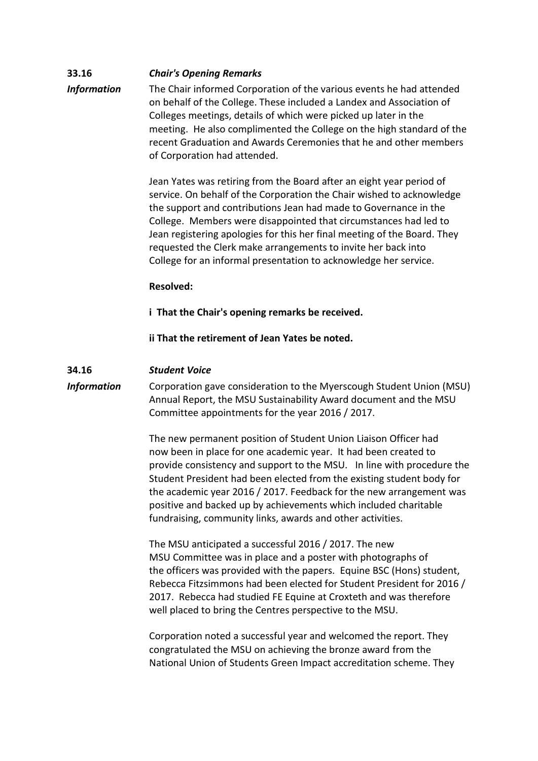**33.16** ***Chair's Opening Remarks***

***Information*** The Chair informed Corporation of the various events he had attended on behalf of the College. These included a Landex and Association of Colleges meetings, details of which were picked up later in the meeting. He also complimented the College on the high standard of the recent Graduation and Awards Ceremonies that he and other members of Corporation had attended.

Jean Yates was retiring from the Board after an eight year period of service. On behalf of the Corporation the Chair wished to acknowledge the support and contributions Jean had made to Governance in the College. Members were disappointed that circumstances had led to Jean registering apologies for this her final meeting of the Board. They requested the Clerk make arrangements to invite her back into College for an informal presentation to acknowledge her service.

**Resolved:**

**i That the Chair's opening remarks be received.**

**ii That the retirement of Jean Yates be noted.**

**34.16** ***Student Voice***

***Information*** Corporation gave consideration to the Myerscough Student Union (MSU) Annual Report, the MSU Sustainability Award document and the MSU Committee appointments for the year 2016 / 2017.

The new permanent position of Student Union Liaison Officer had now been in place for one academic year. It had been created to provide consistency and support to the MSU. In line with procedure the Student President had been elected from the existing student body for the academic year 2016 / 2017. Feedback for the new arrangement was positive and backed up by achievements which included charitable fundraising, community links, awards and other activities.

The MSU anticipated a successful 2016 / 2017. The new MSU Committee was in place and a poster with photographs of the officers was provided with the papers. Equine BSC (Hons) student, Rebecca Fitzsimmons had been elected for Student President for 2016 / 2017. Rebecca had studied FE Equine at Croxteth and was therefore well placed to bring the Centres perspective to the MSU.

Corporation noted a successful year and welcomed the report. They congratulated the MSU on achieving the bronze award from the National Union of Students Green Impact accreditation scheme. They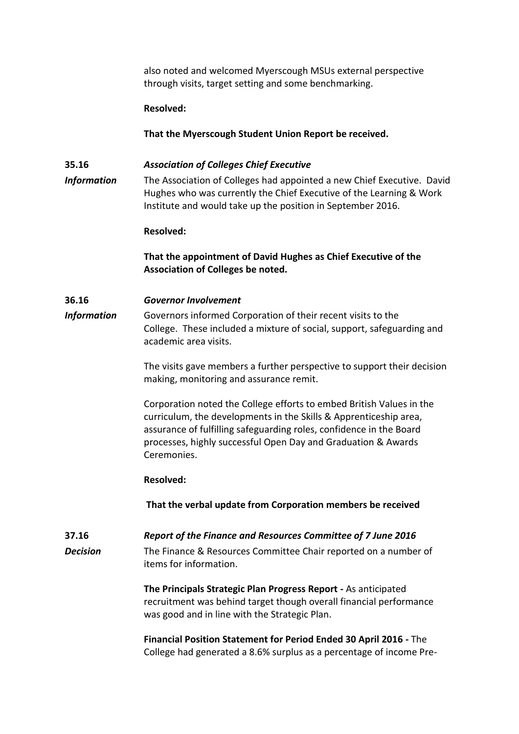also noted and welcomed Myerscough MSUs external perspective through visits, target setting and some benchmarking.

**Resolved:**

**That the Myerscough Student Union Report be received.**

**35.16** ***Association of Colleges Chief Executive***

***Information*** The Association of Colleges had appointed a new Chief Executive. David Hughes who was currently the Chief Executive of the Learning & Work Institute and would take up the position in September 2016.

**Resolved:**

**That the appointment of David Hughes as Chief Executive of the Association of Colleges be noted.**

**36.16** ***Governor Involvement***

***Information*** Governors informed Corporation of their recent visits to the College. These included a mixture of social, support, safeguarding and academic area visits.

The visits gave members a further perspective to support their decision making, monitoring and assurance remit.

Corporation noted the College efforts to embed British Values in the curriculum, the developments in the Skills & Apprenticeship area, assurance of fulfilling safeguarding roles, confidence in the Board processes, highly successful Open Day and Graduation & Awards Ceremonies.

**Resolved:**

**That the verbal update from Corporation members be received**

**37.16** ***Report of the Finance and Resources Committee of 7 June 2016***

***Decision*** The Finance & Resources Committee Chair reported on a number of items for information.

**The Principals Strategic Plan Progress Report -** As anticipated recruitment was behind target though overall financial performance was good and in line with the Strategic Plan.

**Financial Position Statement for Period Ended 30 April 2016 -** The College had generated a 8.6% surplus as a percentage of income Pre-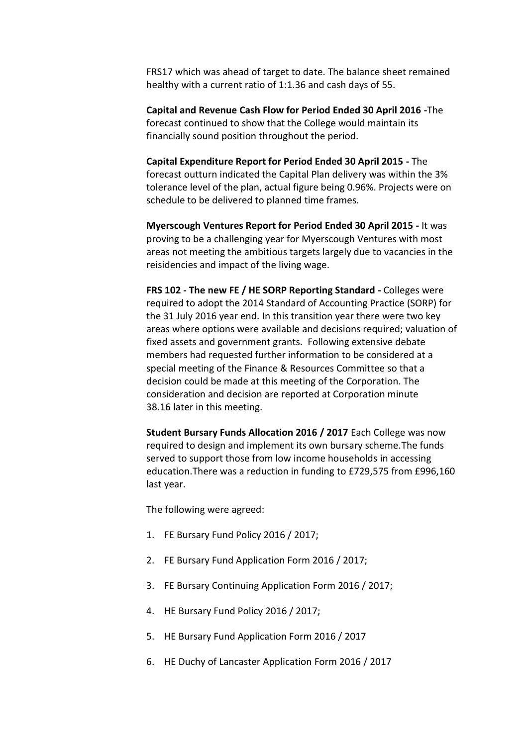FRS17 which was ahead of target to date. The balance sheet remained healthy with a current ratio of 1:1.36 and cash days of 55.

**Capital and Revenue Cash Flow for Period Ended 30 April 2016 -**The forecast continued to show that the College would maintain its financially sound position throughout the period.

**Capital Expenditure Report for Period Ended 30 April 2015 -** The forecast outturn indicated the Capital Plan delivery was within the 3% tolerance level of the plan, actual figure being 0.96%. Projects were on schedule to be delivered to planned time frames.

**Myerscough Ventures Report for Period Ended 30 April 2015 -** It was proving to be a challenging year for Myerscough Ventures with most areas not meeting the ambitious targets largely due to vacancies in the reisidencies and impact of the living wage.

**FRS 102 - The new FE / HE SORP Reporting Standard -** Colleges were required to adopt the 2014 Standard of Accounting Practice (SORP) for the 31 July 2016 year end. In this transition year there were two key areas where options were available and decisions required; valuation of fixed assets and government grants. Following extensive debate members had requested further information to be considered at a special meeting of the Finance & Resources Committee so that a decision could be made at this meeting of the Corporation. The consideration and decision are reported at Corporation minute 38.16 later in this meeting.

**Student Bursary Funds Allocation 2016 / 2017** Each College was now required to design and implement its own bursary scheme.The funds served to support those from low income households in accessing education.There was a reduction in funding to £729,575 from £996,160 last year.

The following were agreed:

1. FE Bursary Fund Policy 2016 / 2017;
2. FE Bursary Fund Application Form 2016 / 2017;
3. FE Bursary Continuing Application Form 2016 / 2017;
4. HE Bursary Fund Policy 2016 / 2017;
5. HE Bursary Fund Application Form 2016 / 2017
6. HE Duchy of Lancaster Application Form 2016 / 2017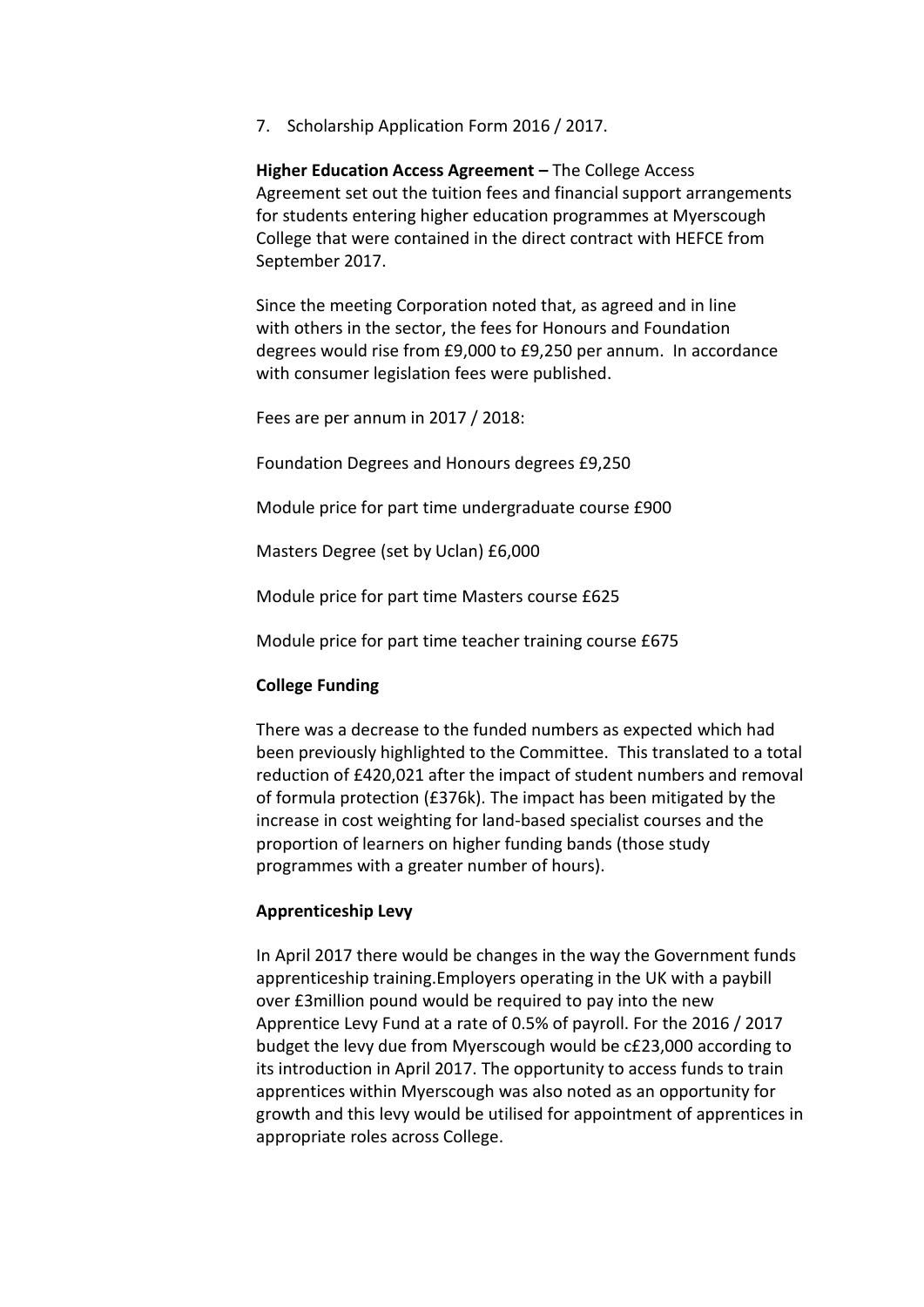7. Scholarship Application Form 2016 / 2017.

**Higher Education Access Agreement –** The College Access Agreement set out the tuition fees and financial support arrangements for students entering higher education programmes at Myerscough College that were contained in the direct contract with HEFCE from September 2017.

Since the meeting Corporation noted that, as agreed and in line with others in the sector, the fees for Honours and Foundation degrees would rise from £9,000 to £9,250 per annum. In accordance with consumer legislation fees were published.

Fees are per annum in 2017 / 2018:

Foundation Degrees and Honours degrees £9,250

Module price for part time undergraduate course £900

Masters Degree (set by Uclan) £6,000

Module price for part time Masters course £625

Module price for part time teacher training course £675

**College Funding**

There was a decrease to the funded numbers as expected which had been previously highlighted to the Committee. This translated to a total reduction of £420,021 after the impact of student numbers and removal of formula protection (£376k). The impact has been mitigated by the increase in cost weighting for land-based specialist courses and the proportion of learners on higher funding bands (those study programmes with a greater number of hours).

**Apprenticeship Levy**

In April 2017 there would be changes in the way the Government funds apprenticeship training.Employers operating in the UK with a paybill over £3million pound would be required to pay into the new Apprentice Levy Fund at a rate of 0.5% of payroll. For the 2016 / 2017 budget the levy due from Myerscough would be c£23,000 according to its introduction in April 2017. The opportunity to access funds to train apprentices within Myerscough was also noted as an opportunity for growth and this levy would be utilised for appointment of apprentices in appropriate roles across College.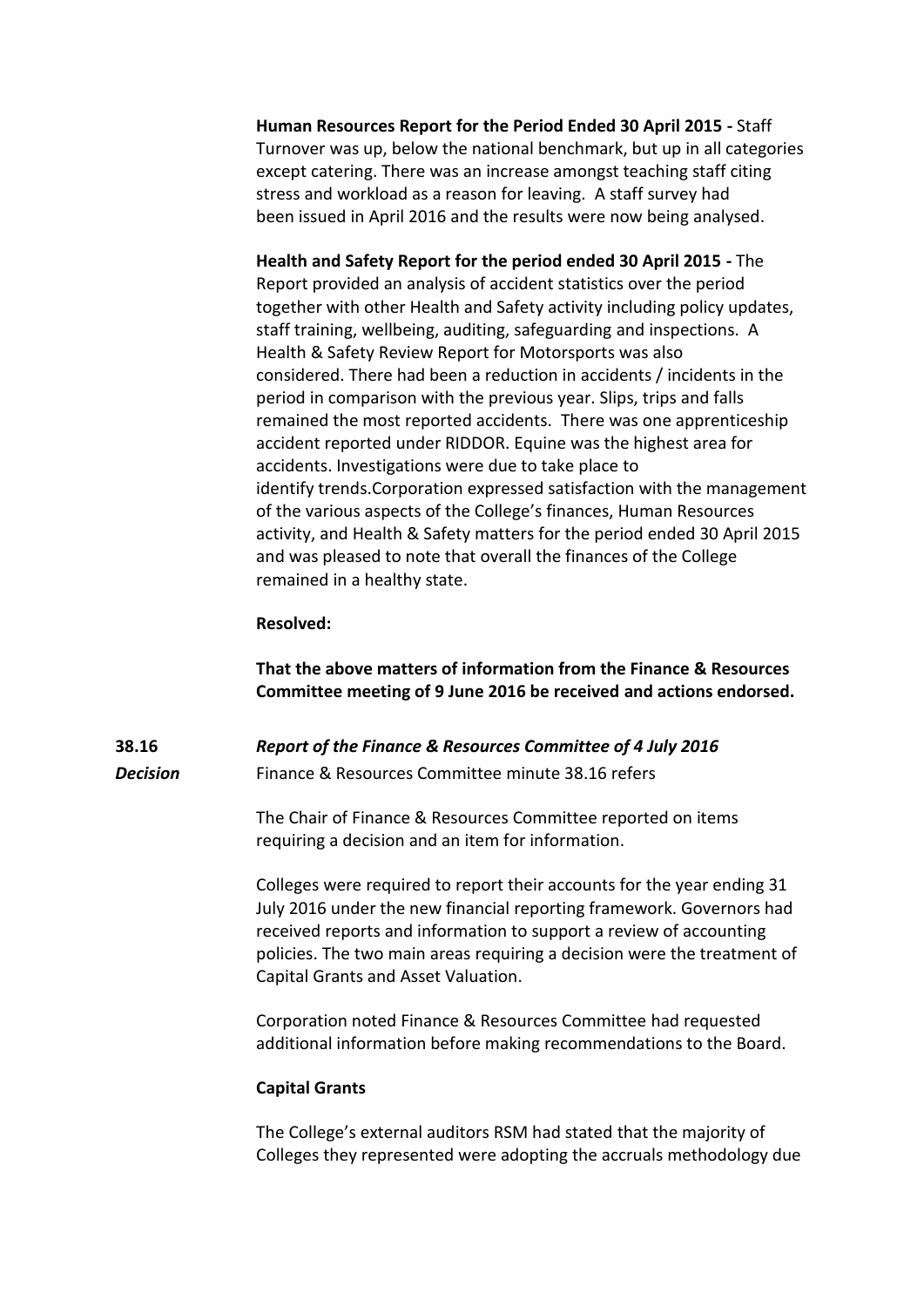**Human Resources Report for the Period Ended 30 April 2015 -** Staff Turnover was up, below the national benchmark, but up in all categories except catering. There was an increase amongst teaching staff citing stress and workload as a reason for leaving. A staff survey had been issued in April 2016 and the results were now being analysed.

**Health and Safety Report for the period ended 30 April 2015 -** The Report provided an analysis of accident statistics over the period together with other Health and Safety activity including policy updates, staff training, wellbeing, auditing, safeguarding and inspections. A Health & Safety Review Report for Motorsports was also considered. There had been a reduction in accidents / incidents in the period in comparison with the previous year. Slips, trips and falls remained the most reported accidents. There was one apprenticeship accident reported under RIDDOR. Equine was the highest area for accidents. Investigations were due to take place to identify trends.Corporation expressed satisfaction with the management of the various aspects of the College's finances, Human Resources activity, and Health & Safety matters for the period ended 30 April 2015 and was pleased to note that overall the finances of the College remained in a healthy state.

**Resolved:**

**That the above matters of information from the Finance & Resources Committee meeting of 9 June 2016 be received and actions endorsed.**

**38.16** ***Report of the Finance & Resources Committee of 4 July 2016***

***Decision*** Finance & Resources Committee minute 38.16 refers

The Chair of Finance & Resources Committee reported on items requiring a decision and an item for information.

Colleges were required to report their accounts for the year ending 31 July 2016 under the new financial reporting framework. Governors had received reports and information to support a review of accounting policies. The two main areas requiring a decision were the treatment of Capital Grants and Asset Valuation.

Corporation noted Finance & Resources Committee had requested additional information before making recommendations to the Board.

**Capital Grants**

The College's external auditors RSM had stated that the majority of Colleges they represented were adopting the accruals methodology due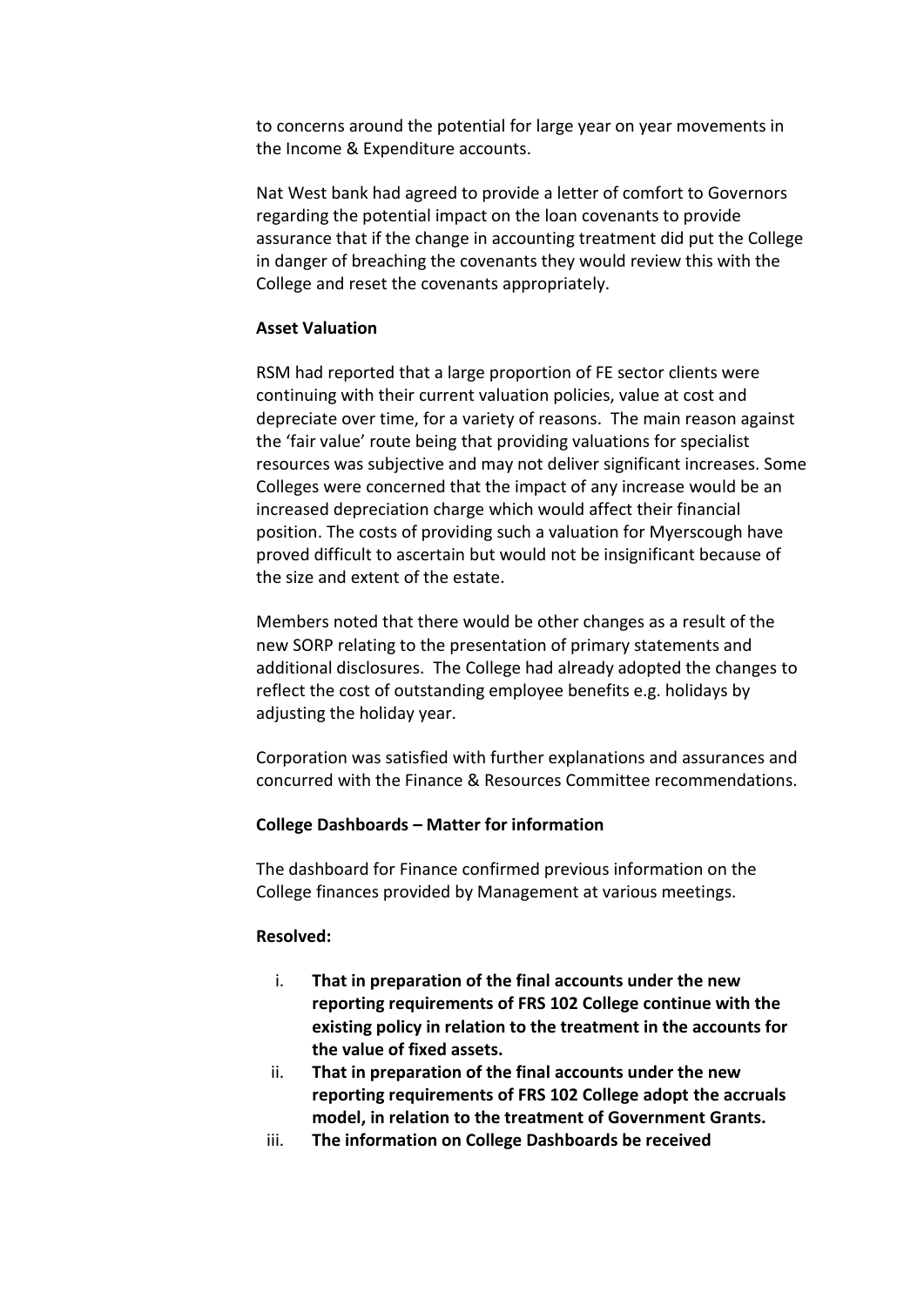to concerns around the potential for large year on year movements in the Income & Expenditure accounts.

Nat West bank had agreed to provide a letter of comfort to Governors regarding the potential impact on the loan covenants to provide assurance that if the change in accounting treatment did put the College in danger of breaching the covenants they would review this with the College and reset the covenants appropriately.

**Asset Valuation**

RSM had reported that a large proportion of FE sector clients were continuing with their current valuation policies, value at cost and depreciate over time, for a variety of reasons. The main reason against the 'fair value' route being that providing valuations for specialist resources was subjective and may not deliver significant increases. Some Colleges were concerned that the impact of any increase would be an increased depreciation charge which would affect their financial position. The costs of providing such a valuation for Myerscough have proved difficult to ascertain but would not be insignificant because of the size and extent of the estate.

Members noted that there would be other changes as a result of the new SORP relating to the presentation of primary statements and additional disclosures. The College had already adopted the changes to reflect the cost of outstanding employee benefits e.g. holidays by adjusting the holiday year.

Corporation was satisfied with further explanations and assurances and concurred with the Finance & Resources Committee recommendations.

**College Dashboards – Matter for information**

The dashboard for Finance confirmed previous information on the College finances provided by Management at various meetings.

**Resolved:**

i. **That in preparation of the final accounts under the new reporting requirements of FRS 102 College continue with the existing policy in relation to the treatment in the accounts for the value of fixed assets.**
ii. **That in preparation of the final accounts under the new reporting requirements of FRS 102 College adopt the accruals model, in relation to the treatment of Government Grants.**
iii. **The information on College Dashboards be received**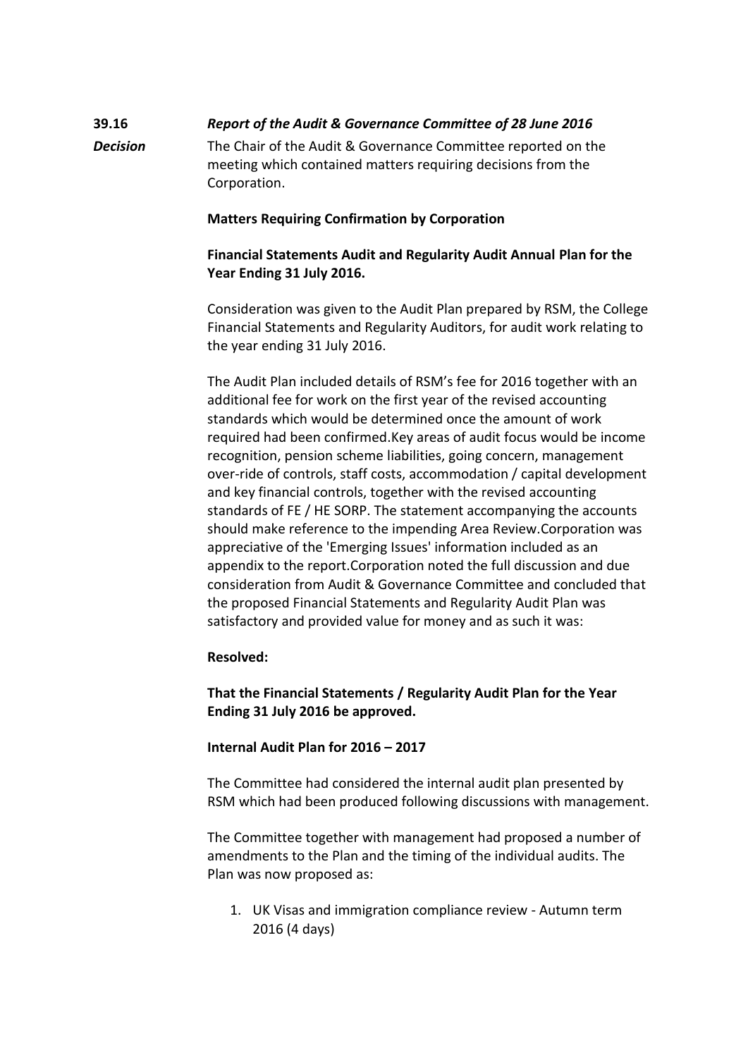**39.16** ***Report of the Audit & Governance Committee of 28 June 2016***

***Decision*** The Chair of the Audit & Governance Committee reported on the meeting which contained matters requiring decisions from the Corporation.

**Matters Requiring Confirmation by Corporation**

**Financial Statements Audit and Regularity Audit Annual Plan for the Year Ending 31 July 2016.**

Consideration was given to the Audit Plan prepared by RSM, the College Financial Statements and Regularity Auditors, for audit work relating to the year ending 31 July 2016.

The Audit Plan included details of RSM's fee for 2016 together with an additional fee for work on the first year of the revised accounting standards which would be determined once the amount of work required had been confirmed.Key areas of audit focus would be income recognition, pension scheme liabilities, going concern, management over-ride of controls, staff costs, accommodation / capital development and key financial controls, together with the revised accounting standards of FE / HE SORP. The statement accompanying the accounts should make reference to the impending Area Review.Corporation was appreciative of the 'Emerging Issues' information included as an appendix to the report.Corporation noted the full discussion and due consideration from Audit & Governance Committee and concluded that the proposed Financial Statements and Regularity Audit Plan was satisfactory and provided value for money and as such it was:

**Resolved:**

**That the Financial Statements / Regularity Audit Plan for the Year Ending 31 July 2016 be approved.**

**Internal Audit Plan for 2016 – 2017**

The Committee had considered the internal audit plan presented by RSM which had been produced following discussions with management.

The Committee together with management had proposed a number of amendments to the Plan and the timing of the individual audits. The Plan was now proposed as:

1. UK Visas and immigration compliance review - Autumn term 2016 (4 days)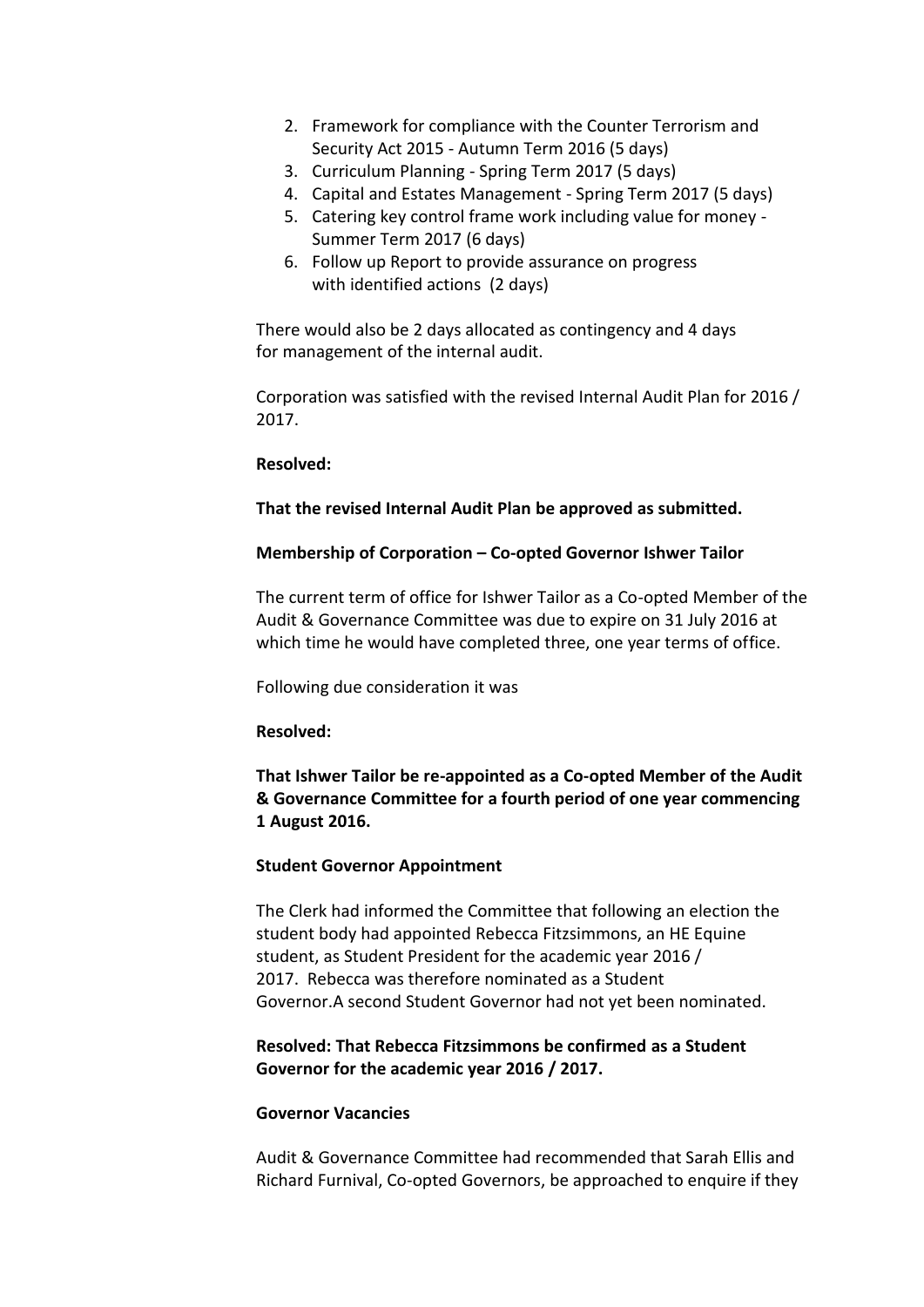2. Framework for compliance with the Counter Terrorism and Security Act 2015 - Autumn Term 2016 (5 days)
3. Curriculum Planning - Spring Term 2017 (5 days)
4. Capital and Estates Management - Spring Term 2017 (5 days)
5. Catering key control frame work including value for money - Summer Term 2017 (6 days)
6. Follow up Report to provide assurance on progress with identified actions (2 days)

There would also be 2 days allocated as contingency and 4 days for management of the internal audit.

Corporation was satisfied with the revised Internal Audit Plan for 2016 / 2017.

**Resolved:**

**That the revised Internal Audit Plan be approved as submitted.**

**Membership of Corporation – Co-opted Governor Ishwer Tailor**

The current term of office for Ishwer Tailor as a Co-opted Member of the Audit & Governance Committee was due to expire on 31 July 2016 at which time he would have completed three, one year terms of office.

Following due consideration it was

**Resolved:**

**That Ishwer Tailor be re-appointed as a Co-opted Member of the Audit & Governance Committee for a fourth period of one year commencing 1 August 2016.**

**Student Governor Appointment**

The Clerk had informed the Committee that following an election the student body had appointed Rebecca Fitzsimmons, an HE Equine student, as Student President for the academic year 2016 / 2017. Rebecca was therefore nominated as a Student Governor.A second Student Governor had not yet been nominated.

**Resolved: That Rebecca Fitzsimmons be confirmed as a Student Governor for the academic year 2016 / 2017.**

**Governor Vacancies**

Audit & Governance Committee had recommended that Sarah Ellis and Richard Furnival, Co-opted Governors, be approached to enquire if they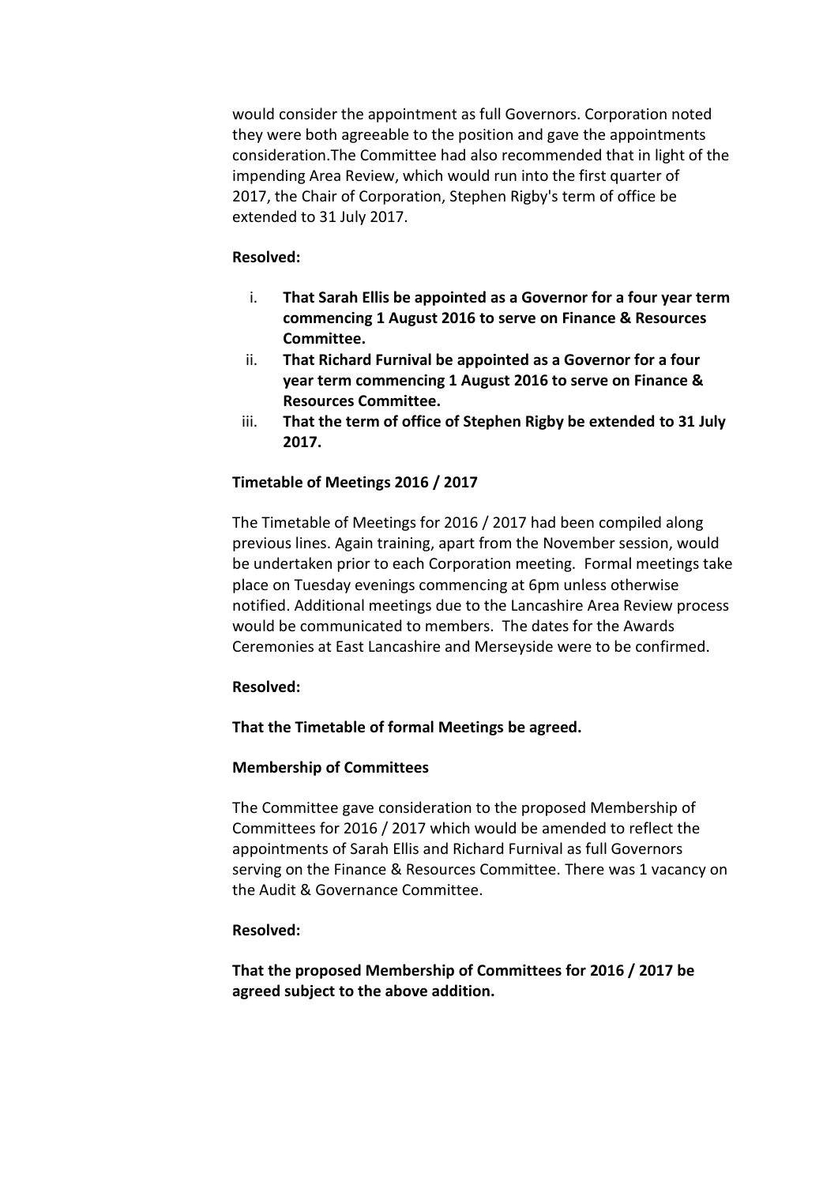would consider the appointment as full Governors. Corporation noted they were both agreeable to the position and gave the appointments consideration.The Committee had also recommended that in light of the impending Area Review, which would run into the first quarter of 2017, the Chair of Corporation, Stephen Rigby's term of office be extended to 31 July 2017.

**Resolved:**

i. **That Sarah Ellis be appointed as a Governor for a four year term commencing 1 August 2016 to serve on Finance & Resources Committee.**
ii. **That Richard Furnival be appointed as a Governor for a four year term commencing 1 August 2016 to serve on Finance & Resources Committee.**
iii. **That the term of office of Stephen Rigby be extended to 31 July 2017.**

**Timetable of Meetings 2016 / 2017**

The Timetable of Meetings for 2016 / 2017 had been compiled along previous lines. Again training, apart from the November session, would be undertaken prior to each Corporation meeting. Formal meetings take place on Tuesday evenings commencing at 6pm unless otherwise notified. Additional meetings due to the Lancashire Area Review process would be communicated to members. The dates for the Awards Ceremonies at East Lancashire and Merseyside were to be confirmed.

**Resolved:**

**That the Timetable of formal Meetings be agreed.**

**Membership of Committees**

The Committee gave consideration to the proposed Membership of Committees for 2016 / 2017 which would be amended to reflect the appointments of Sarah Ellis and Richard Furnival as full Governors serving on the Finance & Resources Committee. There was 1 vacancy on the Audit & Governance Committee.

**Resolved:**

**That the proposed Membership of Committees for 2016 / 2017 be agreed subject to the above addition.**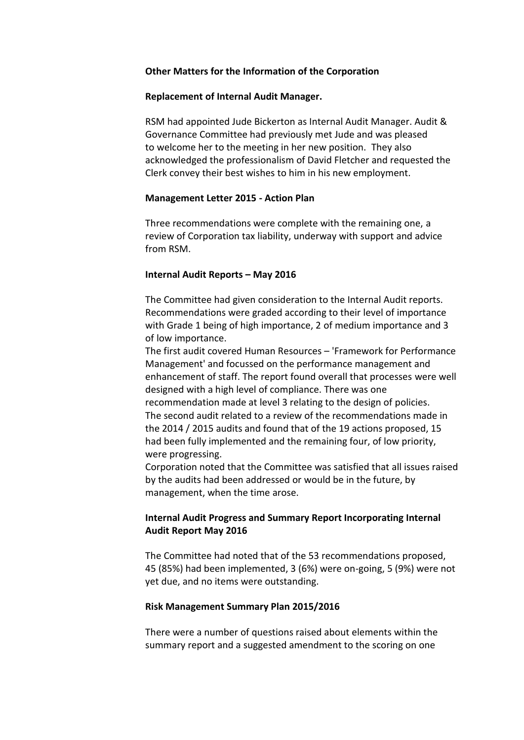**Other Matters for the Information of the Corporation**

**Replacement of Internal Audit Manager.**

RSM had appointed Jude Bickerton as Internal Audit Manager. Audit & Governance Committee had previously met Jude and was pleased to welcome her to the meeting in her new position. They also acknowledged the professionalism of David Fletcher and requested the Clerk convey their best wishes to him in his new employment.

**Management Letter 2015 - Action Plan**

Three recommendations were complete with the remaining one, a review of Corporation tax liability, underway with support and advice from RSM.

**Internal Audit Reports – May 2016**

The Committee had given consideration to the Internal Audit reports. Recommendations were graded according to their level of importance with Grade 1 being of high importance, 2 of medium importance and 3 of low importance.

The first audit covered Human Resources – 'Framework for Performance Management' and focussed on the performance management and enhancement of staff. The report found overall that processes were well designed with a high level of compliance. There was one recommendation made at level 3 relating to the design of policies.

The second audit related to a review of the recommendations made in the 2014 / 2015 audits and found that of the 19 actions proposed, 15 had been fully implemented and the remaining four, of low priority, were progressing.

Corporation noted that the Committee was satisfied that all issues raised by the audits had been addressed or would be in the future, by management, when the time arose.

**Internal Audit Progress and Summary Report Incorporating Internal Audit Report May 2016**

The Committee had noted that of the 53 recommendations proposed, 45 (85%) had been implemented, 3 (6%) were on-going, 5 (9%) were not yet due, and no items were outstanding.

**Risk Management Summary Plan 2015/2016**

There were a number of questions raised about elements within the summary report and a suggested amendment to the scoring on one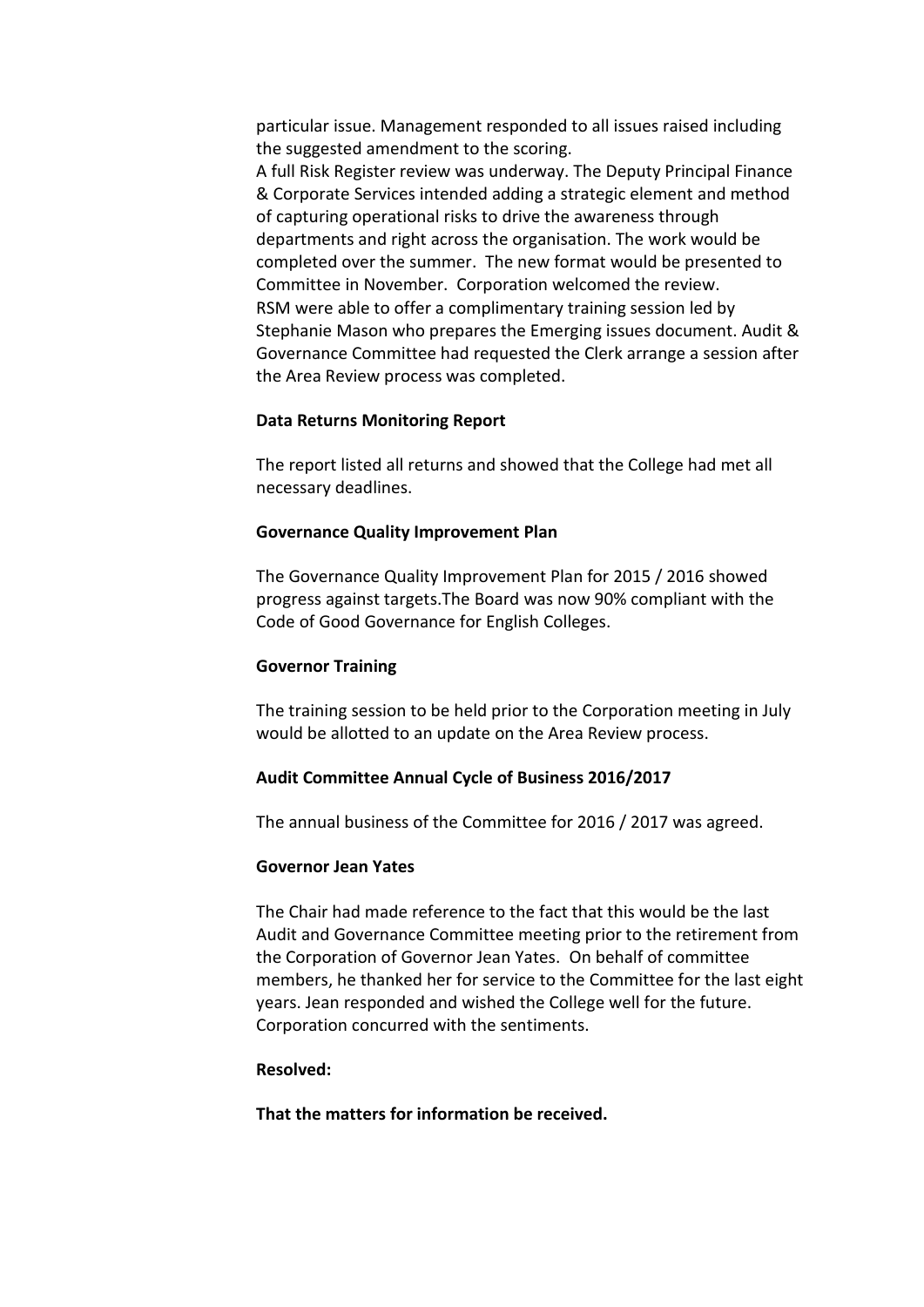particular issue. Management responded to all issues raised including the suggested amendment to the scoring.
A full Risk Register review was underway. The Deputy Principal Finance & Corporate Services intended adding a strategic element and method of capturing operational risks to drive the awareness through departments and right across the organisation. The work would be completed over the summer. The new format would be presented to Committee in November. Corporation welcomed the review.
RSM were able to offer a complimentary training session led by Stephanie Mason who prepares the Emerging issues document. Audit & Governance Committee had requested the Clerk arrange a session after the Area Review process was completed.

**Data Returns Monitoring Report**

The report listed all returns and showed that the College had met all necessary deadlines.

**Governance Quality Improvement Plan**

The Governance Quality Improvement Plan for 2015 / 2016 showed progress against targets.The Board was now 90% compliant with the Code of Good Governance for English Colleges.

**Governor Training**

The training session to be held prior to the Corporation meeting in July would be allotted to an update on the Area Review process.

**Audit Committee Annual Cycle of Business 2016/2017**

The annual business of the Committee for 2016 / 2017 was agreed.

**Governor Jean Yates**

The Chair had made reference to the fact that this would be the last Audit and Governance Committee meeting prior to the retirement from the Corporation of Governor Jean Yates. On behalf of committee members, he thanked her for service to the Committee for the last eight years. Jean responded and wished the College well for the future. Corporation concurred with the sentiments.

**Resolved:**

**That the matters for information be received.**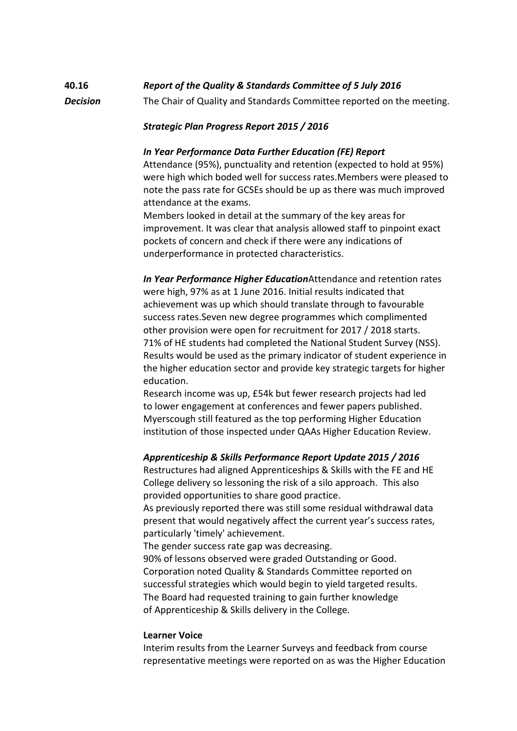**40.16** ***Report of the Quality & Standards Committee of 5 July 2016***

***Decision*** The Chair of Quality and Standards Committee reported on the meeting.

***Strategic Plan Progress Report 2015 / 2016***

***In Year Performance Data Further Education (FE) Report***

Attendance (95%), punctuality and retention (expected to hold at 95%) were high which boded well for success rates.Members were pleased to note the pass rate for GCSEs should be up as there was much improved attendance at the exams.

Members looked in detail at the summary of the key areas for improvement. It was clear that analysis allowed staff to pinpoint exact pockets of concern and check if there were any indications of underperformance in protected characteristics.

***In Year Performance Higher Education***Attendance and retention rates were high, 97% as at 1 June 2016. Initial results indicated that achievement was up which should translate through to favourable success rates.Seven new degree programmes which complimented other provision were open for recruitment for 2017 / 2018 starts.

71% of HE students had completed the National Student Survey (NSS). Results would be used as the primary indicator of student experience in the higher education sector and provide key strategic targets for higher education.

Research income was up, £54k but fewer research projects had led to lower engagement at conferences and fewer papers published. Myerscough still featured as the top performing Higher Education institution of those inspected under QAAs Higher Education Review.

***Apprenticeship & Skills Performance Report Update 2015 / 2016***

Restructures had aligned Apprenticeships & Skills with the FE and HE College delivery so lessoning the risk of a silo approach. This also provided opportunities to share good practice.

As previously reported there was still some residual withdrawal data present that would negatively affect the current year's success rates, particularly 'timely' achievement.

The gender success rate gap was decreasing.

90% of lessons observed were graded Outstanding or Good.

Corporation noted Quality & Standards Committee reported on successful strategies which would begin to yield targeted results.

The Board had requested training to gain further knowledge of Apprenticeship & Skills delivery in the College.

**Learner Voice**

Interim results from the Learner Surveys and feedback from course representative meetings were reported on as was the Higher Education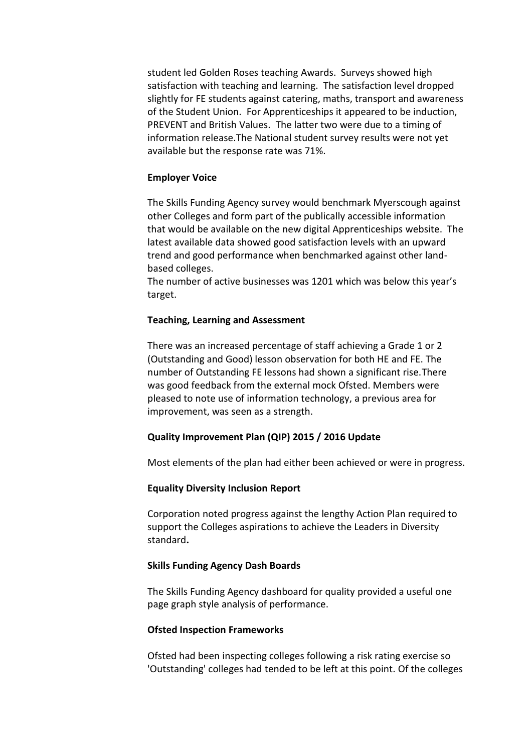student led Golden Roses teaching Awards. Surveys showed high satisfaction with teaching and learning. The satisfaction level dropped slightly for FE students against catering, maths, transport and awareness of the Student Union. For Apprenticeships it appeared to be induction, PREVENT and British Values. The latter two were due to a timing of information release.The National student survey results were not yet available but the response rate was 71%.

**Employer Voice**

The Skills Funding Agency survey would benchmark Myerscough against other Colleges and form part of the publically accessible information that would be available on the new digital Apprenticeships website. The latest available data showed good satisfaction levels with an upward trend and good performance when benchmarked against other land-based colleges.
The number of active businesses was 1201 which was below this year's target.

**Teaching, Learning and Assessment**

There was an increased percentage of staff achieving a Grade 1 or 2 (Outstanding and Good) lesson observation for both HE and FE. The number of Outstanding FE lessons had shown a significant rise.There was good feedback from the external mock Ofsted. Members were pleased to note use of information technology, a previous area for improvement, was seen as a strength.

**Quality Improvement Plan (QIP) 2015 / 2016 Update**

Most elements of the plan had either been achieved or were in progress.

**Equality Diversity Inclusion Report**

Corporation noted progress against the lengthy Action Plan required to support the Colleges aspirations to achieve the Leaders in Diversity standard**.**

**Skills Funding Agency Dash Boards**

The Skills Funding Agency dashboard for quality provided a useful one page graph style analysis of performance.

**Ofsted Inspection Frameworks**

Ofsted had been inspecting colleges following a risk rating exercise so 'Outstanding' colleges had tended to be left at this point. Of the colleges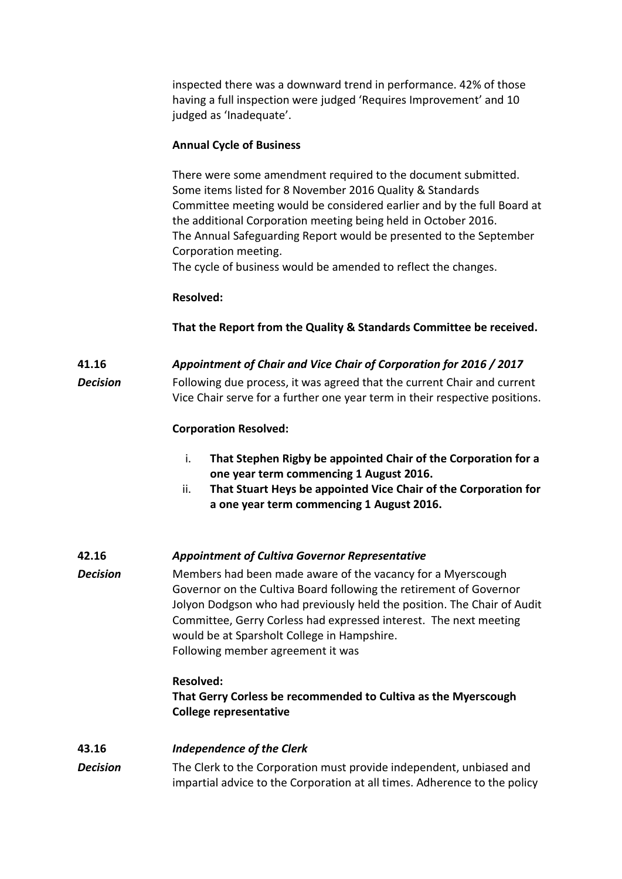inspected there was a downward trend in performance. 42% of those having a full inspection were judged 'Requires Improvement' and 10 judged as 'Inadequate'.

**Annual Cycle of Business**

There were some amendment required to the document submitted. Some items listed for 8 November 2016 Quality & Standards Committee meeting would be considered earlier and by the full Board at the additional Corporation meeting being held in October 2016. The Annual Safeguarding Report would be presented to the September Corporation meeting.
The cycle of business would be amended to reflect the changes.

**Resolved:**

**That the Report from the Quality & Standards Committee be received.**

**41.16** ***Appointment of Chair and Vice Chair of Corporation for 2016 / 2017***

***Decision***

Following due process, it was agreed that the current Chair and current Vice Chair serve for a further one year term in their respective positions.

**Corporation Resolved:**

i. **That Stephen Rigby be appointed Chair of the Corporation for a one year term commencing 1 August 2016.**
ii. **That Stuart Heys be appointed Vice Chair of the Corporation for a one year term commencing 1 August 2016.**

**42.16** ***Appointment of Cultiva Governor Representative***

***Decision***

Members had been made aware of the vacancy for a Myerscough Governor on the Cultiva Board following the retirement of Governor Jolyon Dodgson who had previously held the position. The Chair of Audit Committee, Gerry Corless had expressed interest. The next meeting would be at Sparsholt College in Hampshire.
Following member agreement it was

**Resolved:**
**That Gerry Corless be recommended to Cultiva as the Myerscough College representative**

**43.16** ***Independence of the Clerk***

***Decision***

The Clerk to the Corporation must provide independent, unbiased and impartial advice to the Corporation at all times. Adherence to the policy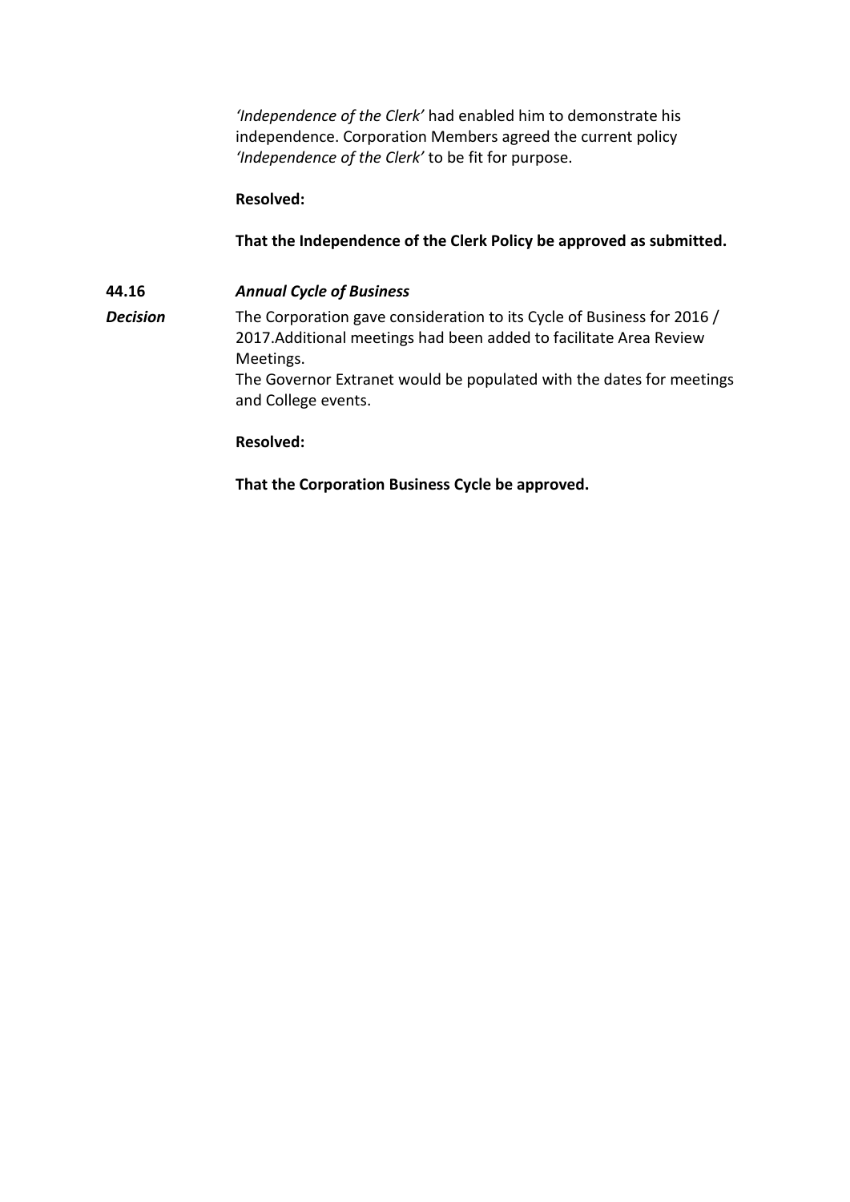*'Independence of the Clerk'* had enabled him to demonstrate his independence. Corporation Members agreed the current policy *'Independence of the Clerk'* to be fit for purpose.

**Resolved:**

**That the Independence of the Clerk Policy be approved as submitted.**

**44.16** ***Annual Cycle of Business***

***Decision***

The Corporation gave consideration to its Cycle of Business for 2016 / 2017.Additional meetings had been added to facilitate Area Review Meetings.
The Governor Extranet would be populated with the dates for meetings and College events.

**Resolved:**

**That the Corporation Business Cycle be approved.**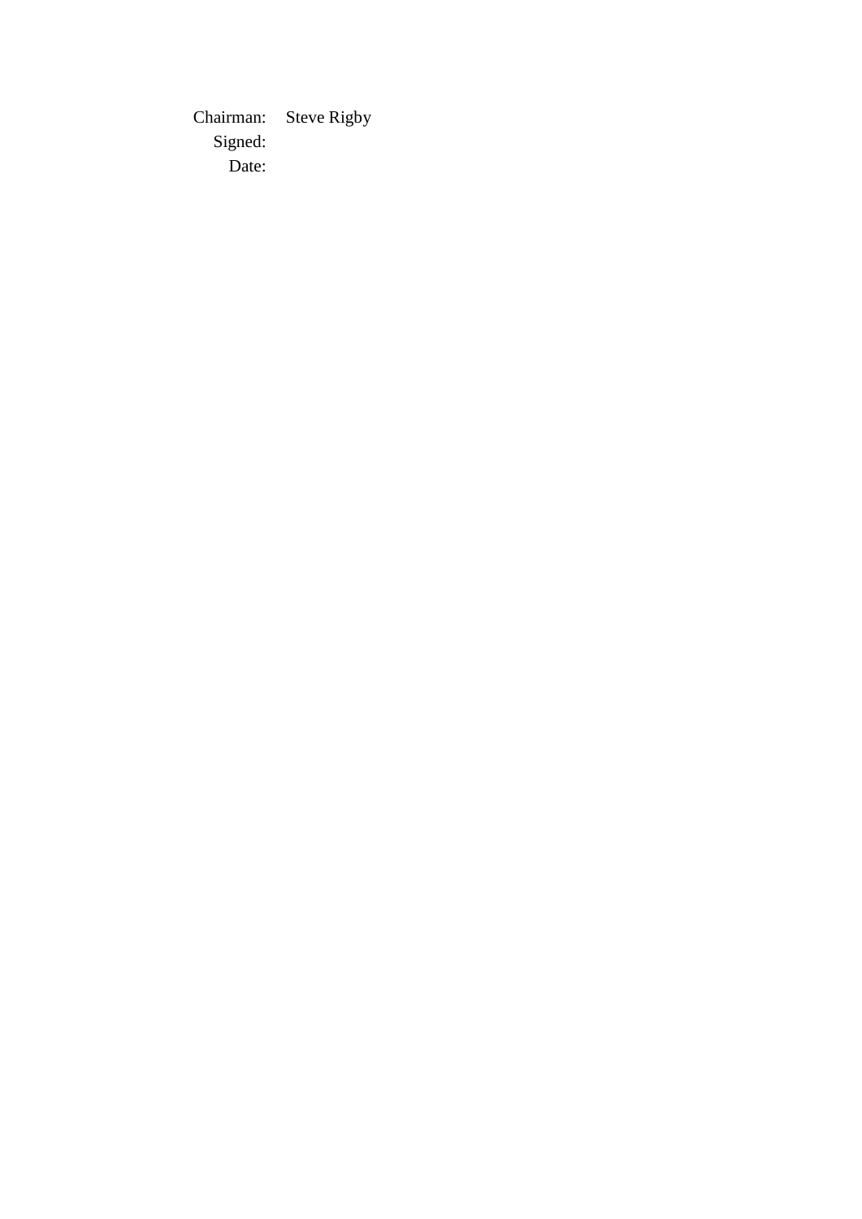Chairman: Steve Rigby
Signed:
Date: